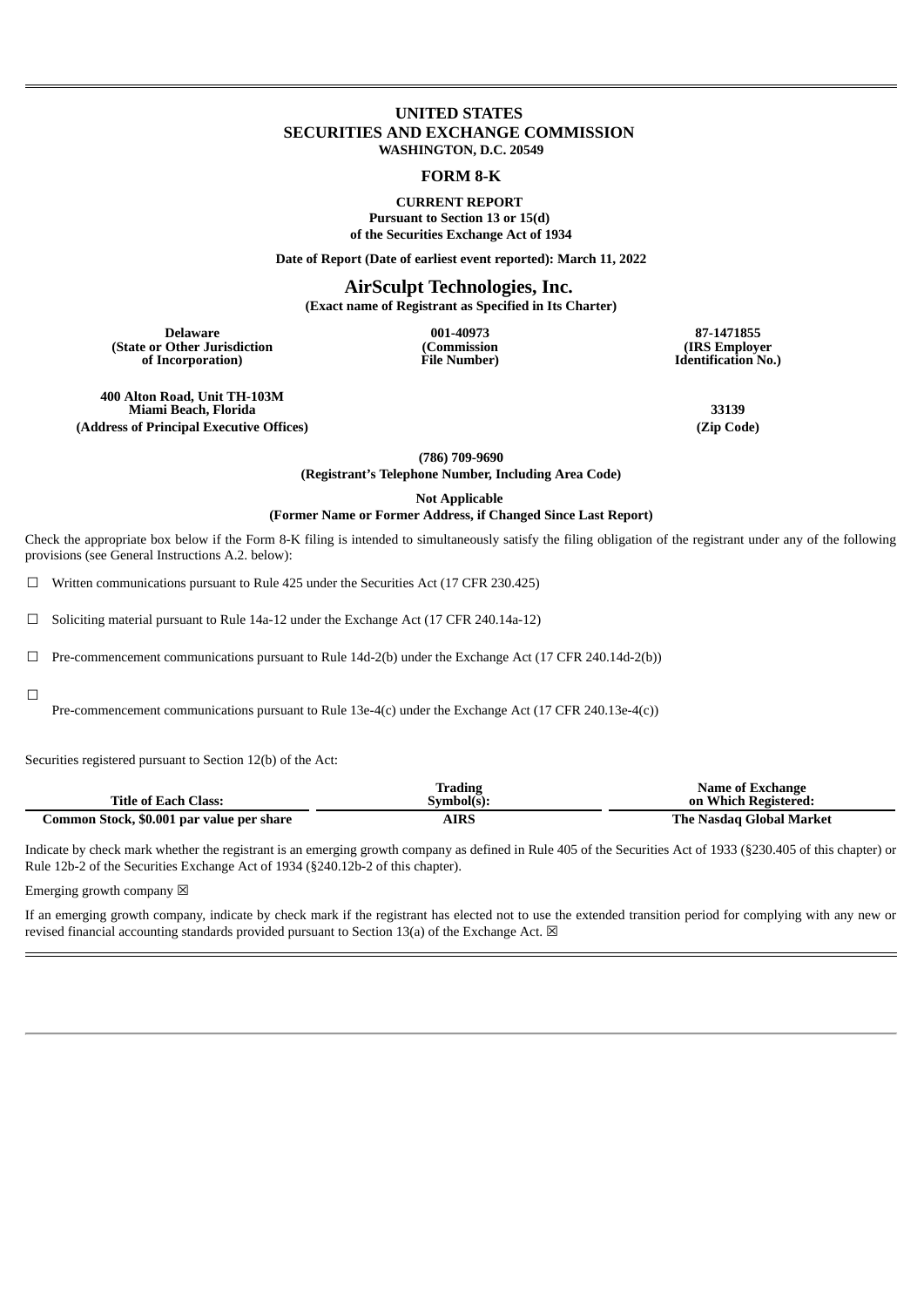# UNITED STATES
# SECURITIES AND EXCHANGE COMMISSION
**WASHINGTON, D.C. 20549**

## FORM 8-K

**CURRENT REPORT**
**Pursuant to Section 13 or 15(d)**
**of the Securities Exchange Act of 1934**

**Date of Report (Date of earliest event reported): March 11, 2022**

## AirSculpt Technologies, Inc.
**(Exact name of Registrant as Specified in Its Charter)**

| Delaware | 001-40973 | 87-1471855 |
|---|---|---|
| (State or Other Jurisdiction of Incorporation) | (Commission File Number) | (IRS Employer Identification No.) |

| 400 Alton Road, Unit TH-103M Miami Beach, Florida | 33139 |
|---|---|
| (Address of Principal Executive Offices) | (Zip Code) |

**(786) 709-9690**
**(Registrant's Telephone Number, Including Area Code)**

**Not Applicable**
**(Former Name or Former Address, if Changed Since Last Report)**

Check the appropriate box below if the Form 8-K filing is intended to simultaneously satisfy the filing obligation of the registrant under any of the following provisions (see General Instructions A.2. below):

☐ Written communications pursuant to Rule 425 under the Securities Act (17 CFR 230.425)

☐ Soliciting material pursuant to Rule 14a-12 under the Exchange Act (17 CFR 240.14a-12)

☐ Pre-commencement communications pursuant to Rule 14d-2(b) under the Exchange Act (17 CFR 240.14d-2(b))

☐ Pre-commencement communications pursuant to Rule 13e-4(c) under the Exchange Act (17 CFR 240.13e-4(c))

Securities registered pursuant to Section 12(b) of the Act:

| Title of Each Class: | Trading Symbol(s): | Name of Exchange on Which Registered: |
|---|---|---|
| Common Stock, $0.001 par value per share | AIRS | The Nasdaq Global Market |

Indicate by check mark whether the registrant is an emerging growth company as defined in Rule 405 of the Securities Act of 1933 (§230.405 of this chapter) or Rule 12b-2 of the Securities Exchange Act of 1934 (§240.12b-2 of this chapter).

Emerging growth company ☒

If an emerging growth company, indicate by check mark if the registrant has elected not to use the extended transition period for complying with any new or revised financial accounting standards provided pursuant to Section 13(a) of the Exchange Act. ☒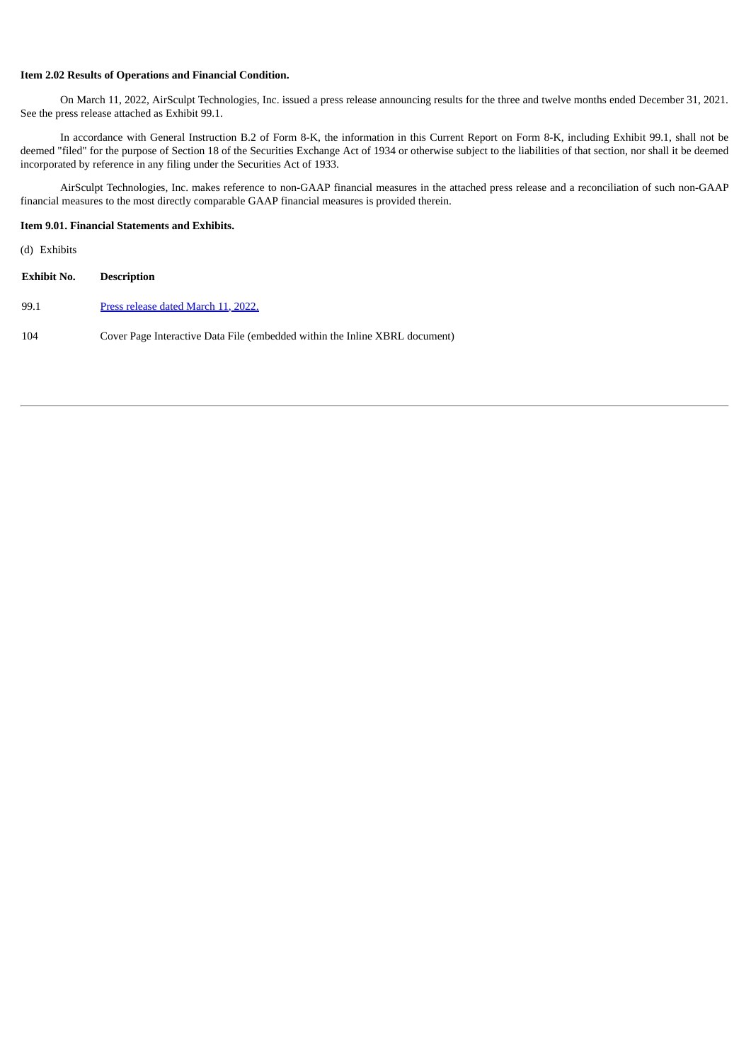**Item 2.02 Results of Operations and Financial Condition.**

On March 11, 2022, AirSculpt Technologies, Inc. issued a press release announcing results for the three and twelve months ended December 31, 2021. See the press release attached as Exhibit 99.1.

In accordance with General Instruction B.2 of Form 8-K, the information in this Current Report on Form 8-K, including Exhibit 99.1, shall not be deemed "filed" for the purpose of Section 18 of the Securities Exchange Act of 1934 or otherwise subject to the liabilities of that section, nor shall it be deemed incorporated by reference in any filing under the Securities Act of 1933.

AirSculpt Technologies, Inc. makes reference to non-GAAP financial measures in the attached press release and a reconciliation of such non-GAAP financial measures to the most directly comparable GAAP financial measures is provided therein.

**Item 9.01. Financial Statements and Exhibits.**

(d) Exhibits

| Exhibit No. | Description |
|---|---|
| 99.1 | Press release dated March 11, 2022. |
| 104 | Cover Page Interactive Data File (embedded within the Inline XBRL document) |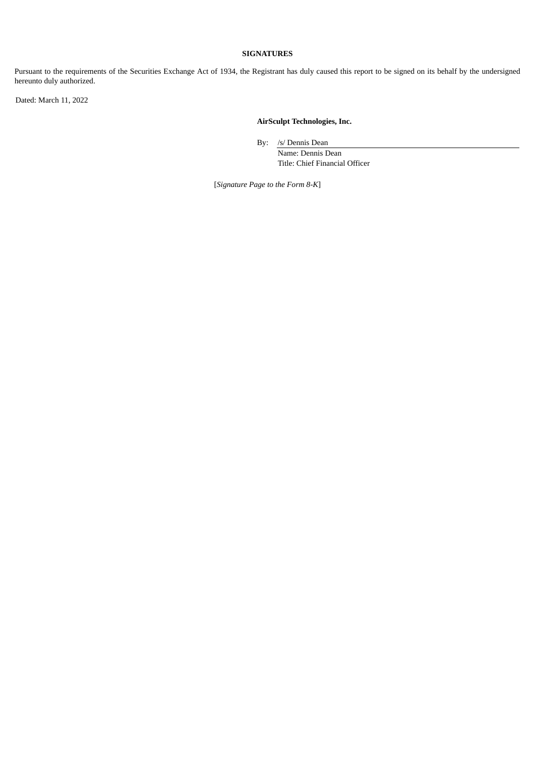**SIGNATURES**

Pursuant to the requirements of the Securities Exchange Act of 1934, the Registrant has duly caused this report to be signed on its behalf by the undersigned hereunto duly authorized.

Dated: March 11, 2022

**AirSculpt Technologies, Inc.**

By: /s/ Dennis Dean
Name: Dennis Dean
Title: Chief Financial Officer

[*Signature Page to the Form 8-K*]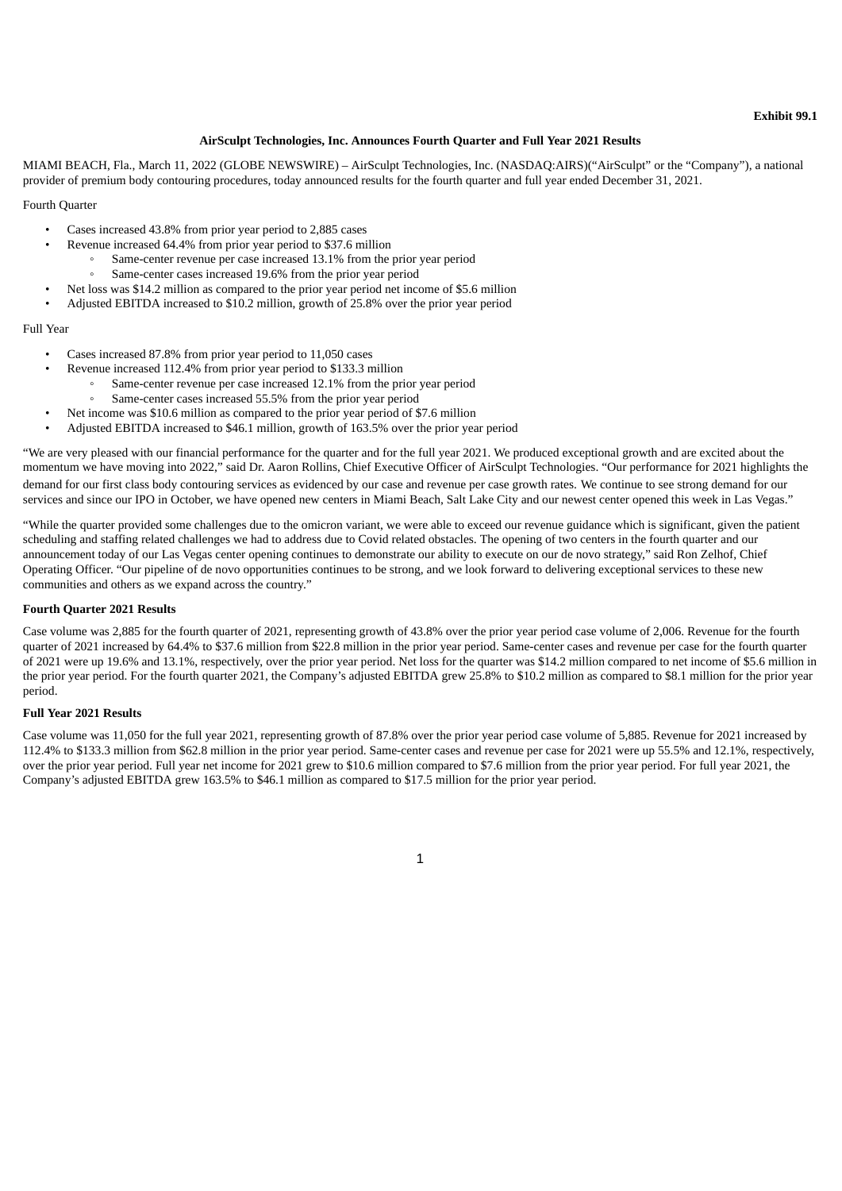**Exhibit 99.1**

**AirSculpt Technologies, Inc. Announces Fourth Quarter and Full Year 2021 Results**

MIAMI BEACH, Fla., March 11, 2022 (GLOBE NEWSWIRE) – AirSculpt Technologies, Inc. (NASDAQ:AIRS)("AirSculpt" or the "Company"), a national provider of premium body contouring procedures, today announced results for the fourth quarter and full year ended December 31, 2021.

Fourth Quarter

- Cases increased 43.8% from prior year period to 2,885 cases
- Revenue increased 64.4% from prior year period to $37.6 million
  - Same-center revenue per case increased 13.1% from the prior year period
  - Same-center cases increased 19.6% from the prior year period
- Net loss was $14.2 million as compared to the prior year period net income of $5.6 million
- Adjusted EBITDA increased to $10.2 million, growth of 25.8% over the prior year period

Full Year

- Cases increased 87.8% from prior year period to 11,050 cases
- Revenue increased 112.4% from prior year period to $133.3 million
  - Same-center revenue per case increased 12.1% from the prior year period
  - Same-center cases increased 55.5% from the prior year period
- Net income was $10.6 million as compared to the prior year period of $7.6 million
- Adjusted EBITDA increased to $46.1 million, growth of 163.5% over the prior year period

"We are very pleased with our financial performance for the quarter and for the full year 2021. We produced exceptional growth and are excited about the momentum we have moving into 2022," said Dr. Aaron Rollins, Chief Executive Officer of AirSculpt Technologies. "Our performance for 2021 highlights the demand for our first class body contouring services as evidenced by our case and revenue per case growth rates. We continue to see strong demand for our services and since our IPO in October, we have opened new centers in Miami Beach, Salt Lake City and our newest center opened this week in Las Vegas."

"While the quarter provided some challenges due to the omicron variant, we were able to exceed our revenue guidance which is significant, given the patient scheduling and staffing related challenges we had to address due to Covid related obstacles. The opening of two centers in the fourth quarter and our announcement today of our Las Vegas center opening continues to demonstrate our ability to execute on our de novo strategy," said Ron Zelhof, Chief Operating Officer. "Our pipeline of de novo opportunities continues to be strong, and we look forward to delivering exceptional services to these new communities and others as we expand across the country."

**Fourth Quarter 2021 Results**

Case volume was 2,885 for the fourth quarter of 2021, representing growth of 43.8% over the prior year period case volume of 2,006. Revenue for the fourth quarter of 2021 increased by 64.4% to $37.6 million from $22.8 million in the prior year period. Same-center cases and revenue per case for the fourth quarter of 2021 were up 19.6% and 13.1%, respectively, over the prior year period. Net loss for the quarter was $14.2 million compared to net income of $5.6 million in the prior year period. For the fourth quarter 2021, the Company's adjusted EBITDA grew 25.8% to $10.2 million as compared to $8.1 million for the prior year period.

**Full Year 2021 Results**

Case volume was 11,050 for the full year 2021, representing growth of 87.8% over the prior year period case volume of 5,885. Revenue for 2021 increased by 112.4% to $133.3 million from $62.8 million in the prior year period. Same-center cases and revenue per case for 2021 were up 55.5% and 12.1%, respectively, over the prior year period. Full year net income for 2021 grew to $10.6 million compared to $7.6 million from the prior year period. For full year 2021, the Company's adjusted EBITDA grew 163.5% to $46.1 million as compared to $17.5 million for the prior year period.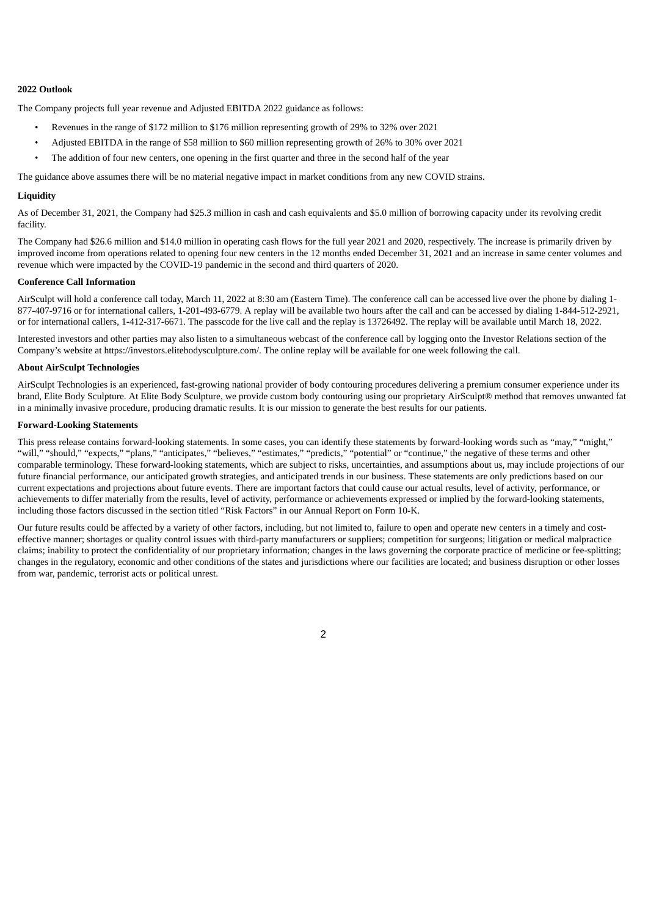**2022 Outlook**

The Company projects full year revenue and Adjusted EBITDA 2022 guidance as follows:

- Revenues in the range of $172 million to $176 million representing growth of 29% to 32% over 2021
- Adjusted EBITDA in the range of $58 million to $60 million representing growth of 26% to 30% over 2021
- The addition of four new centers, one opening in the first quarter and three in the second half of the year

The guidance above assumes there will be no material negative impact in market conditions from any new COVID strains.

**Liquidity**

As of December 31, 2021, the Company had $25.3 million in cash and cash equivalents and $5.0 million of borrowing capacity under its revolving credit facility.

The Company had $26.6 million and $14.0 million in operating cash flows for the full year 2021 and 2020, respectively. The increase is primarily driven by improved income from operations related to opening four new centers in the 12 months ended December 31, 2021 and an increase in same center volumes and revenue which were impacted by the COVID-19 pandemic in the second and third quarters of 2020.

**Conference Call Information**

AirSculpt will hold a conference call today, March 11, 2022 at 8:30 am (Eastern Time). The conference call can be accessed live over the phone by dialing 1-877-407-9716 or for international callers, 1-201-493-6779. A replay will be available two hours after the call and can be accessed by dialing 1-844-512-2921, or for international callers, 1-412-317-6671. The passcode for the live call and the replay is 13726492. The replay will be available until March 18, 2022.

Interested investors and other parties may also listen to a simultaneous webcast of the conference call by logging onto the Investor Relations section of the Company's website at https://investors.elitebodysculpture.com/. The online replay will be available for one week following the call.

**About AirSculpt Technologies**

AirSculpt Technologies is an experienced, fast-growing national provider of body contouring procedures delivering a premium consumer experience under its brand, Elite Body Sculpture. At Elite Body Sculpture, we provide custom body contouring using our proprietary AirSculpt® method that removes unwanted fat in a minimally invasive procedure, producing dramatic results. It is our mission to generate the best results for our patients.

**Forward-Looking Statements**

This press release contains forward-looking statements. In some cases, you can identify these statements by forward-looking words such as "may," "might," "will," "should," "expects," "plans," "anticipates," "believes," "estimates," "predicts," "potential" or "continue," the negative of these terms and other comparable terminology. These forward-looking statements, which are subject to risks, uncertainties, and assumptions about us, may include projections of our future financial performance, our anticipated growth strategies, and anticipated trends in our business. These statements are only predictions based on our current expectations and projections about future events. There are important factors that could cause our actual results, level of activity, performance, or achievements to differ materially from the results, level of activity, performance or achievements expressed or implied by the forward-looking statements, including those factors discussed in the section titled "Risk Factors" in our Annual Report on Form 10-K.

Our future results could be affected by a variety of other factors, including, but not limited to, failure to open and operate new centers in a timely and cost-effective manner; shortages or quality control issues with third-party manufacturers or suppliers; competition for surgeons; litigation or medical malpractice claims; inability to protect the confidentiality of our proprietary information; changes in the laws governing the corporate practice of medicine or fee-splitting; changes in the regulatory, economic and other conditions of the states and jurisdictions where our facilities are located; and business disruption or other losses from war, pandemic, terrorist acts or political unrest.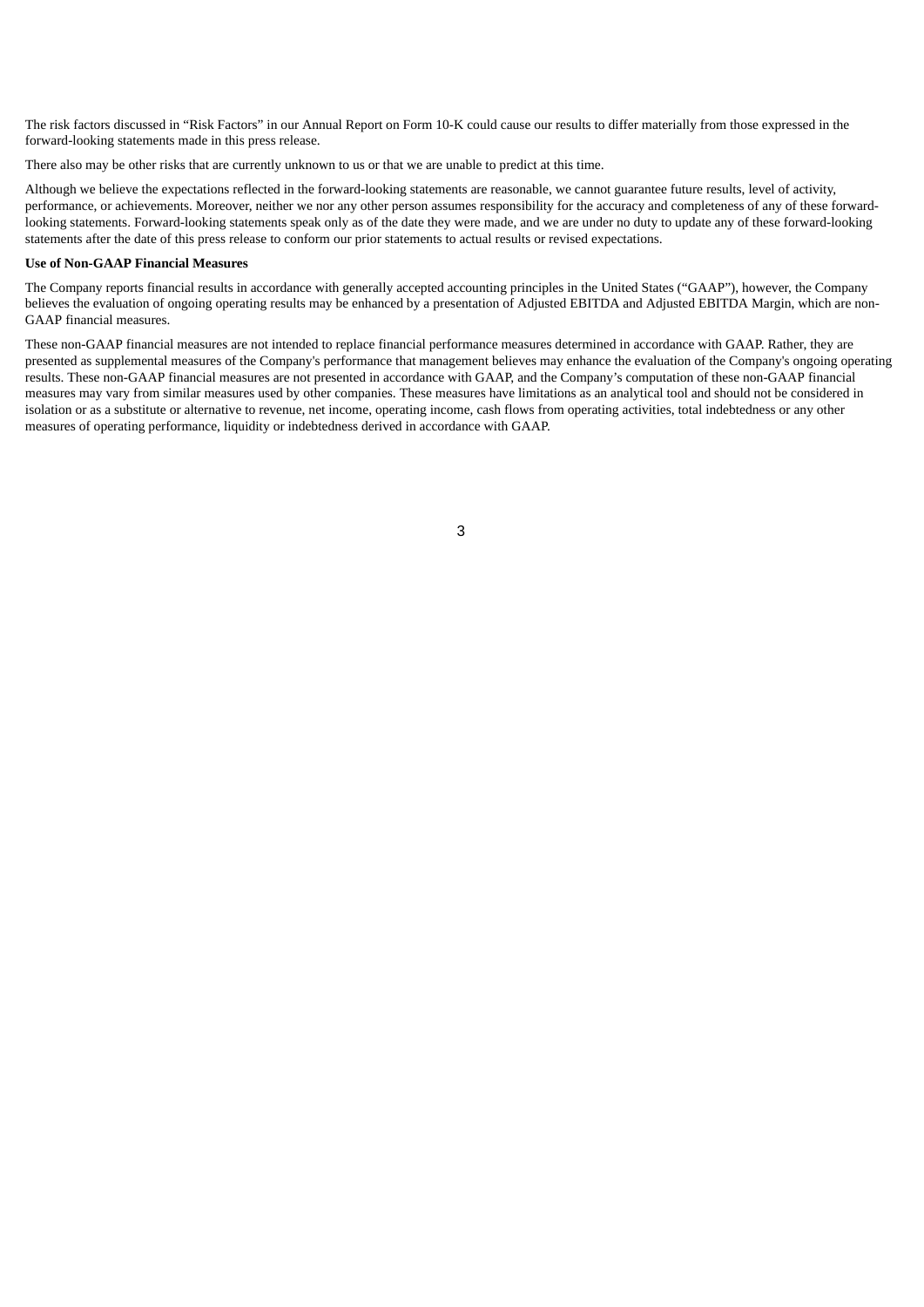The risk factors discussed in “Risk Factors” in our Annual Report on Form 10-K could cause our results to differ materially from those expressed in the forward-looking statements made in this press release.

There also may be other risks that are currently unknown to us or that we are unable to predict at this time.

Although we believe the expectations reflected in the forward-looking statements are reasonable, we cannot guarantee future results, level of activity, performance, or achievements. Moreover, neither we nor any other person assumes responsibility for the accuracy and completeness of any of these forward-looking statements. Forward-looking statements speak only as of the date they were made, and we are under no duty to update any of these forward-looking statements after the date of this press release to conform our prior statements to actual results or revised expectations.

**Use of Non-GAAP Financial Measures**

The Company reports financial results in accordance with generally accepted accounting principles in the United States (“GAAP”), however, the Company believes the evaluation of ongoing operating results may be enhanced by a presentation of Adjusted EBITDA and Adjusted EBITDA Margin, which are non-GAAP financial measures.

These non-GAAP financial measures are not intended to replace financial performance measures determined in accordance with GAAP. Rather, they are presented as supplemental measures of the Company's performance that management believes may enhance the evaluation of the Company's ongoing operating results. These non-GAAP financial measures are not presented in accordance with GAAP, and the Company’s computation of these non-GAAP financial measures may vary from similar measures used by other companies. These measures have limitations as an analytical tool and should not be considered in isolation or as a substitute or alternative to revenue, net income, operating income, cash flows from operating activities, total indebtedness or any other measures of operating performance, liquidity or indebtedness derived in accordance with GAAP.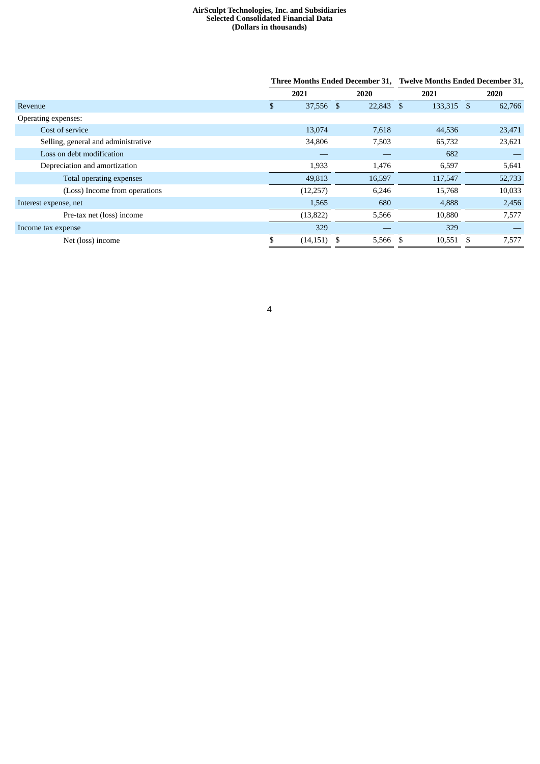**AirSculpt Technologies, Inc. and Subsidiaries**
**Selected Consolidated Financial Data**
**(Dollars in thousands)**

| | Three Months Ended December 31, | | Twelve Months Ended December 31, | |
|---|---|---|---|---|
| | 2021 | 2020 | 2021 | 2020 |
| Revenue | $ 37,556 | $ 22,843 | $ 133,315 | $ 62,766 |
| Operating expenses: | | | | |
| Cost of service | 13,074 | 7,618 | 44,536 | 23,471 |
| Selling, general and administrative | 34,806 | 7,503 | 65,732 | 23,621 |
| Loss on debt modification | — | — | 682 | — |
| Depreciation and amortization | 1,933 | 1,476 | 6,597 | 5,641 |
| Total operating expenses | 49,813 | 16,597 | 117,547 | 52,733 |
| (Loss) Income from operations | (12,257) | 6,246 | 15,768 | 10,033 |
| Interest expense, net | 1,565 | 680 | 4,888 | 2,456 |
| Pre-tax net (loss) income | (13,822) | 5,566 | 10,880 | 7,577 |
| Income tax expense | 329 | — | 329 | — |
| Net (loss) income | $ (14,151) | $ 5,566 | $ 10,551 | $ 7,577 |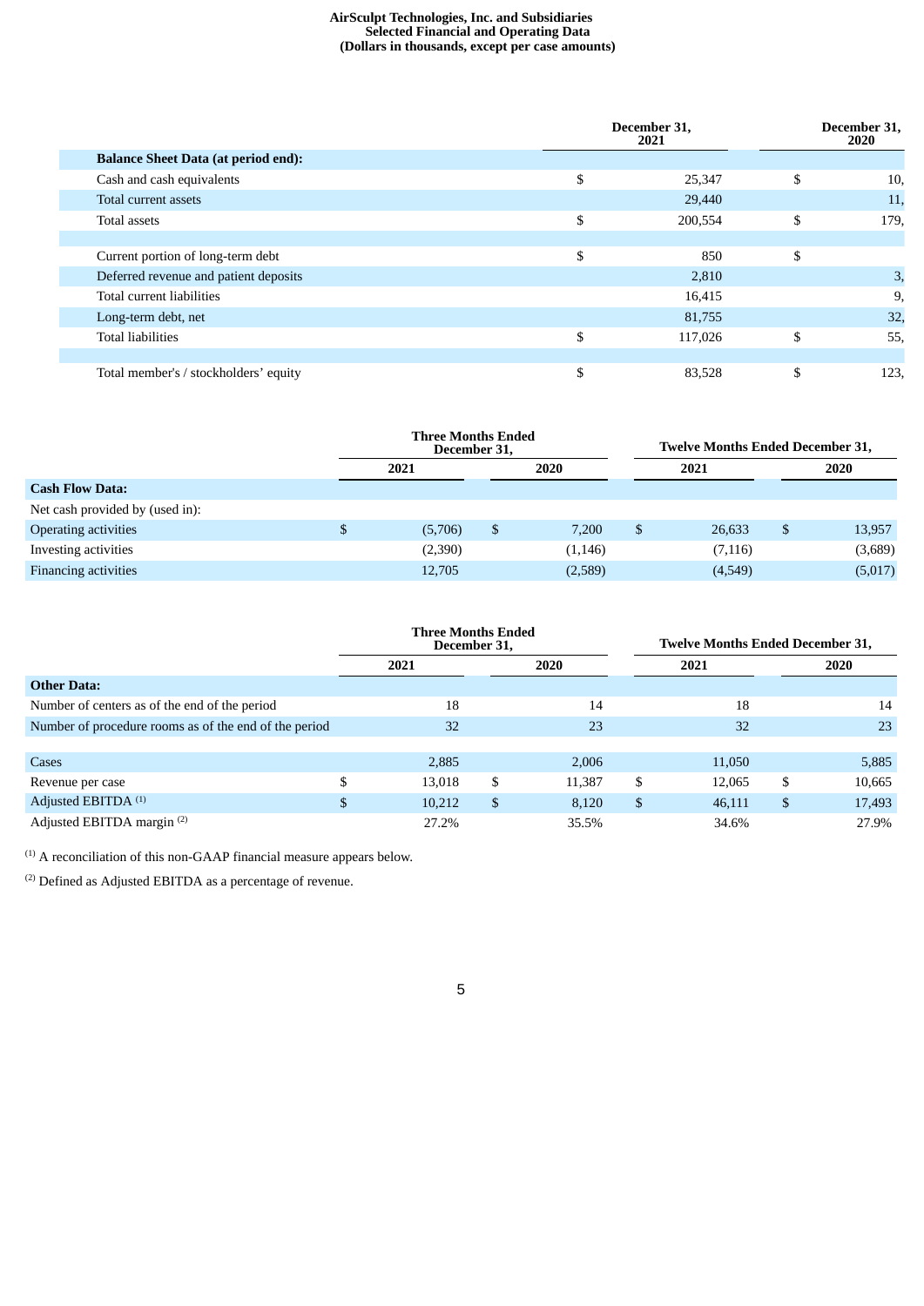**AirSculpt Technologies, Inc. and Subsidiaries**
**Selected Financial and Operating Data**
**(Dollars in thousands, except per case amounts)**

| | December 31, 2021 | | December 31, 2020 | |
|---|---|---|---|---|
| **Balance Sheet Data (at period end):** | | | | |
| Cash and cash equivalents | $ | 25,347 | $ | 10, |
| Total current assets | | 29,440 | | 11, |
| Total assets | $ | 200,554 | $ | 179, |
| | | | | |
| Current portion of long-term debt | $ | 850 | $ | |
| Deferred revenue and patient deposits | | 2,810 | | 3, |
| Total current liabilities | | 16,415 | | 9, |
| Long-term debt, net | | 81,755 | | 32, |
| Total liabilities | $ | 117,026 | $ | 55, |
| | | | | |
| Total member's / stockholders' equity | $ | 83,528 | $ | 123, |

| | Three Months Ended December 31, | | | | Twelve Months Ended December 31, | | | |
|---|---|---|---|---|---|---|---|---|
| | 2021 | | 2020 | | 2021 | | 2020 | |
| **Cash Flow Data:** | | | | | | | | |
| Net cash provided by (used in): | | | | | | | | |
| Operating activities | $ | (5,706) | $ | 7,200 | $ | 26,633 | $ | 13,957 |
| Investing activities | | (2,390) | | (1,146) | | (7,116) | | (3,689) |
| Financing activities | | 12,705 | | (2,589) | | (4,549) | | (5,017) |

| | Three Months Ended December 31, | | | | Twelve Months Ended December 31, | | | |
|---|---|---|---|---|---|---|---|---|
| | 2021 | | 2020 | | 2021 | | 2020 | |
| **Other Data:** | | | | | | | | |
| Number of centers as of the end of the period | | 18 | | 14 | | 18 | | 14 |
| Number of procedure rooms as of the end of the period | | 32 | | 23 | | 32 | | 23 |
| | | | | | | | | |
| Cases | | 2,885 | | 2,006 | | 11,050 | | 5,885 |
| Revenue per case | $ | 13,018 | $ | 11,387 | $ | 12,065 | $ | 10,665 |
| Adjusted EBITDA [1] | $ | 10,212 | $ | 8,120 | $ | 46,111 | $ | 17,493 |
| Adjusted EBITDA margin [2] | | 27.2% | | 35.5% | | 34.6% | | 27.9% |

[1] A reconciliation of this non-GAAP financial measure appears below.

[2] Defined as Adjusted EBITDA as a percentage of revenue.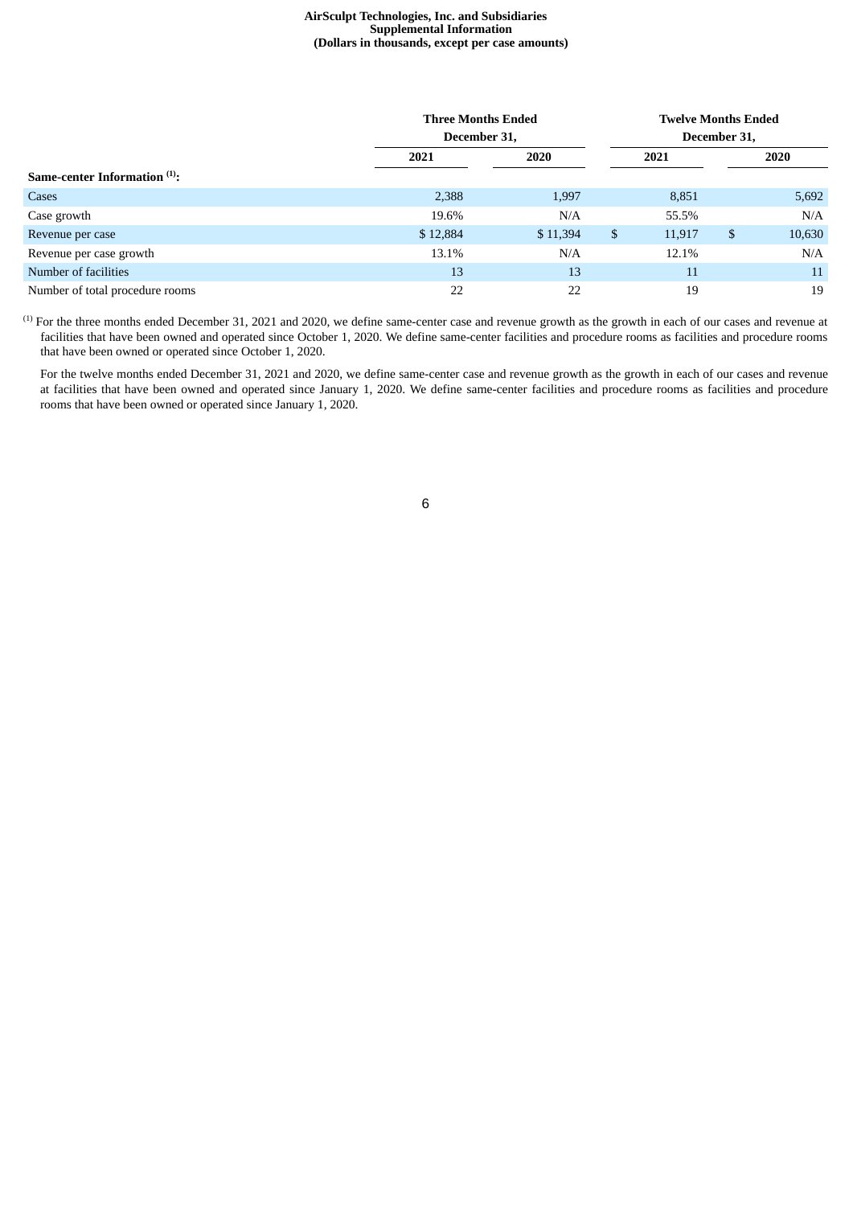**AirSculpt Technologies, Inc. and Subsidiaries**
**Supplemental Information**
**(Dollars in thousands, except per case amounts)**

| | Three Months Ended December 31, | | Twelve Months Ended December 31, | |
|---|---|---|---|---|
| | **2021** | **2020** | **2021** | **2020** |
| **Same-center Information [(1)]:** | | | | |
| Cases | 2,388 | 1,997 | 8,851 | 5,692 |
| Case growth | 19.6% | N/A | 55.5% | N/A |
| Revenue per case | $ 12,884 | $ 11,394 | $ 11,917 | $ 10,630 |
| Revenue per case growth | 13.1% | N/A | 12.1% | N/A |
| Number of facilities | 13 | 13 | 11 | 11 |
| Number of total procedure rooms | 22 | 22 | 19 | 19 |

(1) For the three months ended December 31, 2021 and 2020, we define same-center case and revenue growth as the growth in each of our cases and revenue at facilities that have been owned and operated since October 1, 2020. We define same-center facilities and procedure rooms as facilities and procedure rooms that have been owned or operated since October 1, 2020.

For the twelve months ended December 31, 2021 and 2020, we define same-center case and revenue growth as the growth in each of our cases and revenue at facilities that have been owned and operated since January 1, 2020. We define same-center facilities and procedure rooms as facilities and procedure rooms that have been owned or operated since January 1, 2020.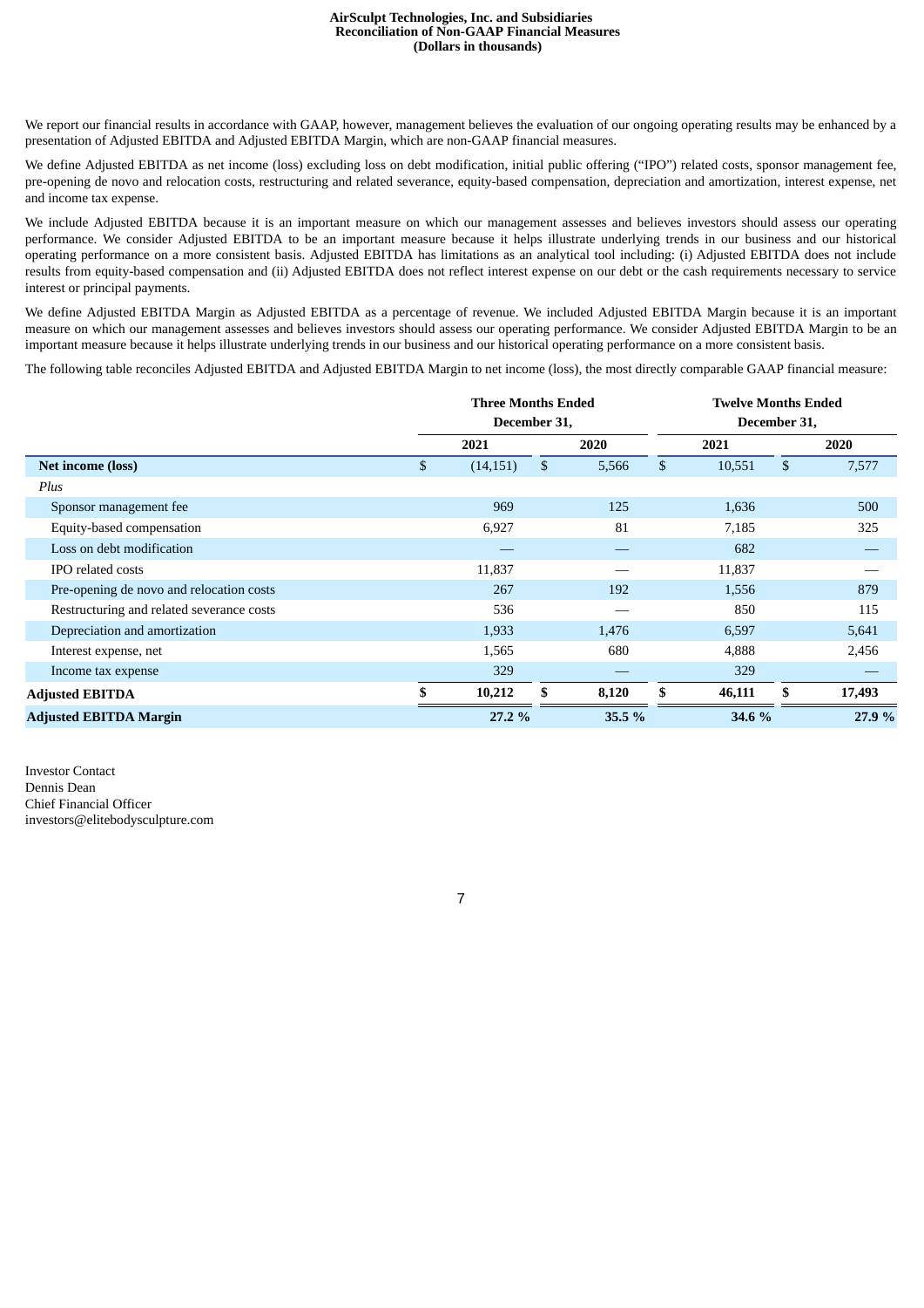**AirSculpt Technologies, Inc. and Subsidiaries**
**Reconciliation of Non-GAAP Financial Measures**
**(Dollars in thousands)**

We report our financial results in accordance with GAAP, however, management believes the evaluation of our ongoing operating results may be enhanced by a presentation of Adjusted EBITDA and Adjusted EBITDA Margin, which are non-GAAP financial measures.

We define Adjusted EBITDA as net income (loss) excluding loss on debt modification, initial public offering ("IPO") related costs, sponsor management fee, pre-opening de novo and relocation costs, restructuring and related severance, equity-based compensation, depreciation and amortization, interest expense, net and income tax expense.

We include Adjusted EBITDA because it is an important measure on which our management assesses and believes investors should assess our operating performance. We consider Adjusted EBITDA to be an important measure because it helps illustrate underlying trends in our business and our historical operating performance on a more consistent basis. Adjusted EBITDA has limitations as an analytical tool including: (i) Adjusted EBITDA does not include results from equity-based compensation and (ii) Adjusted EBITDA does not reflect interest expense on our debt or the cash requirements necessary to service interest or principal payments.

We define Adjusted EBITDA Margin as Adjusted EBITDA as a percentage of revenue. We included Adjusted EBITDA Margin because it is an important measure on which our management assesses and believes investors should assess our operating performance. We consider Adjusted EBITDA Margin to be an important measure because it helps illustrate underlying trends in our business and our historical operating performance on a more consistent basis.

The following table reconciles Adjusted EBITDA and Adjusted EBITDA Margin to net income (loss), the most directly comparable GAAP financial measure:

| | **Three Months Ended December 31,** | | **Twelve Months Ended December 31,** | |
|---|---|---|---|---|
| | **2021** | **2020** | **2021** | **2020** |
| **Net income (loss)** | $ (14,151) | $ 5,566 | $ 10,551 | $ 7,577 |
| *Plus* | | | | |
| Sponsor management fee | 969 | 125 | 1,636 | 500 |
| Equity-based compensation | 6,927 | 81 | 7,185 | 325 |
| Loss on debt modification | — | — | 682 | — |
| IPO related costs | 11,837 | — | 11,837 | — |
| Pre-opening de novo and relocation costs | 267 | 192 | 1,556 | 879 |
| Restructuring and related severance costs | 536 | — | 850 | 115 |
| Depreciation and amortization | 1,933 | 1,476 | 6,597 | 5,641 |
| Interest expense, net | 1,565 | 680 | 4,888 | 2,456 |
| Income tax expense | 329 | — | 329 | — |
| **Adjusted EBITDA** | **$ 10,212** | **$ 8,120** | **$ 46,111** | **$ 17,493** |
| **Adjusted EBITDA Margin** | **27.2 %** | **35.5 %** | **34.6 %** | **27.9 %** |

Investor Contact
Dennis Dean
Chief Financial Officer
investors@elitebodysculpture.com